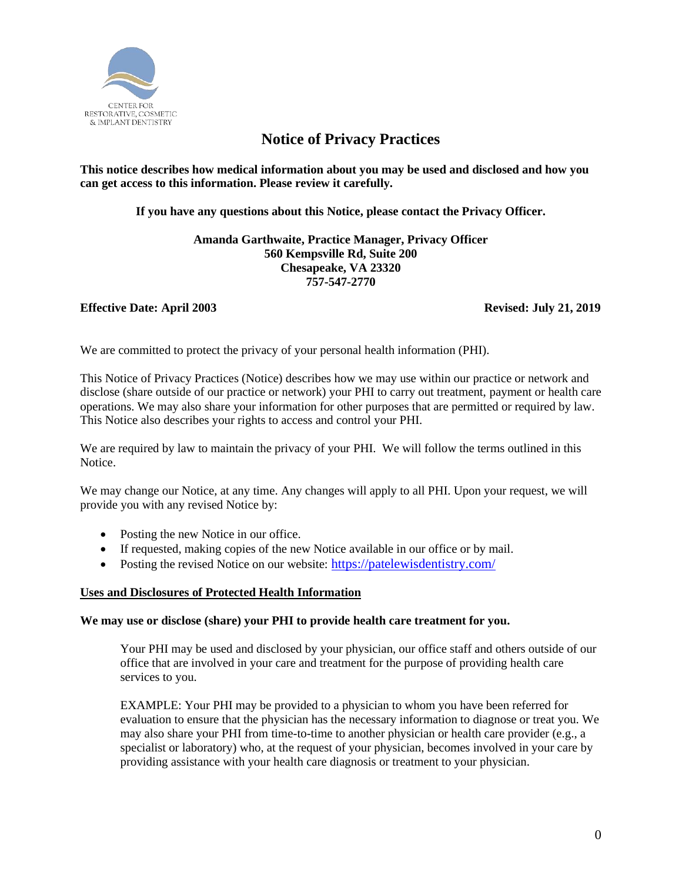CENTER FOR
RESTORATIVE, COSMETIC
& IMPLANT DENTISTRY

# Notice of Privacy Practices

**This notice describes how medical information about you may be used and disclosed and how you can get access to this information. Please review it carefully.**

**If you have any questions about this Notice, please contact the Privacy Officer.**

**Amanda Garthwaite, Practice Manager, Privacy Officer**
**560 Kempsville Rd, Suite 200**
**Chesapeake, VA 23320**
**757-547-2770**

**Effective Date: April 2003** **Revised: July 21, 2019**

We are committed to protect the privacy of your personal health information (PHI).

This Notice of Privacy Practices (Notice) describes how we may use within our practice or network and disclose (share outside of our practice or network) your PHI to carry out treatment, payment or health care operations. We may also share your information for other purposes that are permitted or required by law. This Notice also describes your rights to access and control your PHI.

We are required by law to maintain the privacy of your PHI. We will follow the terms outlined in this Notice.

We may change our Notice, at any time. Any changes will apply to all PHI. Upon your request, we will provide you with any revised Notice by:

- Posting the new Notice in our office.
- If requested, making copies of the new Notice available in our office or by mail.
- Posting the revised Notice on our website: https://patelewisdentistry.com/

## Uses and Disclosures of Protected Health Information

**We may use or disclose (share) your PHI to provide health care treatment for you.**

Your PHI may be used and disclosed by your physician, our office staff and others outside of our office that are involved in your care and treatment for the purpose of providing health care services to you.

EXAMPLE: Your PHI may be provided to a physician to whom you have been referred for evaluation to ensure that the physician has the necessary information to diagnose or treat you. We may also share your PHI from time-to-time to another physician or health care provider (e.g., a specialist or laboratory) who, at the request of your physician, becomes involved in your care by providing assistance with your health care diagnosis or treatment to your physician.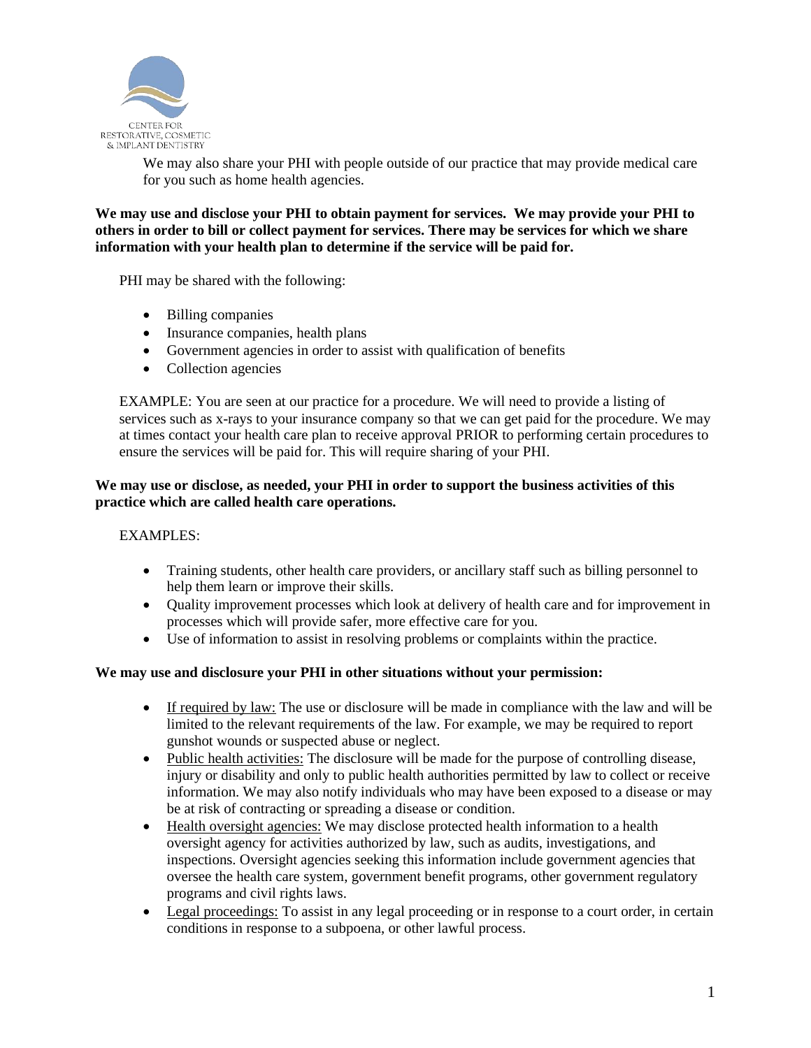We may also share your PHI with people outside of our practice that may provide medical care for you such as home health agencies.

**We may use and disclose your PHI to obtain payment for services. We may provide your PHI to others in order to bill or collect payment for services. There may be services for which we share information with your health plan to determine if the service will be paid for.**

PHI may be shared with the following:

- Billing companies
- Insurance companies, health plans
- Government agencies in order to assist with qualification of benefits
- Collection agencies

EXAMPLE: You are seen at our practice for a procedure. We will need to provide a listing of services such as x-rays to your insurance company so that we can get paid for the procedure. We may at times contact your health care plan to receive approval PRIOR to performing certain procedures to ensure the services will be paid for. This will require sharing of your PHI.

**We may use or disclose, as needed, your PHI in order to support the business activities of this practice which are called health care operations.**

EXAMPLES:

- Training students, other health care providers, or ancillary staff such as billing personnel to help them learn or improve their skills.
- Quality improvement processes which look at delivery of health care and for improvement in processes which will provide safer, more effective care for you.
- Use of information to assist in resolving problems or complaints within the practice.

**We may use and disclosure your PHI in other situations without your permission:**

- If required by law: The use or disclosure will be made in compliance with the law and will be limited to the relevant requirements of the law. For example, we may be required to report gunshot wounds or suspected abuse or neglect.
- Public health activities: The disclosure will be made for the purpose of controlling disease, injury or disability and only to public health authorities permitted by law to collect or receive information. We may also notify individuals who may have been exposed to a disease or may be at risk of contracting or spreading a disease or condition.
- Health oversight agencies: We may disclose protected health information to a health oversight agency for activities authorized by law, such as audits, investigations, and inspections. Oversight agencies seeking this information include government agencies that oversee the health care system, government benefit programs, other government regulatory programs and civil rights laws.
- Legal proceedings: To assist in any legal proceeding or in response to a court order, in certain conditions in response to a subpoena, or other lawful process.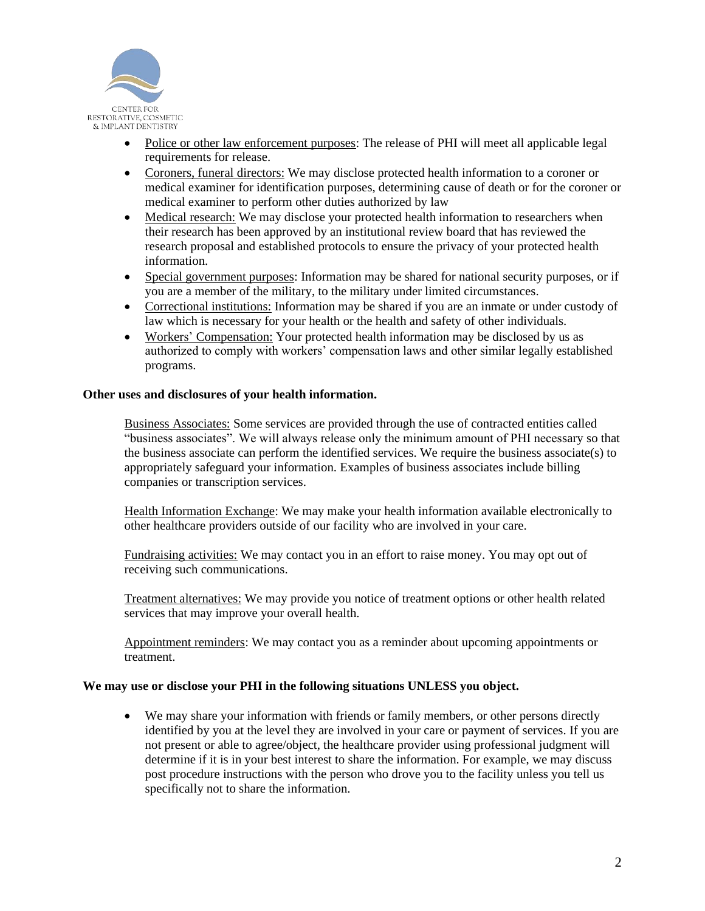- Police or other law enforcement purposes: The release of PHI will meet all applicable legal requirements for release.
- Coroners, funeral directors: We may disclose protected health information to a coroner or medical examiner for identification purposes, determining cause of death or for the coroner or medical examiner to perform other duties authorized by law
- Medical research: We may disclose your protected health information to researchers when their research has been approved by an institutional review board that has reviewed the research proposal and established protocols to ensure the privacy of your protected health information.
- Special government purposes: Information may be shared for national security purposes, or if you are a member of the military, to the military under limited circumstances.
- Correctional institutions: Information may be shared if you are an inmate or under custody of law which is necessary for your health or the health and safety of other individuals.
- Workers' Compensation: Your protected health information may be disclosed by us as authorized to comply with workers' compensation laws and other similar legally established programs.

**Other uses and disclosures of your health information.**

Business Associates: Some services are provided through the use of contracted entities called "business associates". We will always release only the minimum amount of PHI necessary so that the business associate can perform the identified services. We require the business associate(s) to appropriately safeguard your information. Examples of business associates include billing companies or transcription services.

Health Information Exchange: We may make your health information available electronically to other healthcare providers outside of our facility who are involved in your care.

Fundraising activities: We may contact you in an effort to raise money. You may opt out of receiving such communications.

Treatment alternatives: We may provide you notice of treatment options or other health related services that may improve your overall health.

Appointment reminders: We may contact you as a reminder about upcoming appointments or treatment.

**We may use or disclose your PHI in the following situations UNLESS you object.**

- We may share your information with friends or family members, or other persons directly identified by you at the level they are involved in your care or payment of services. If you are not present or able to agree/object, the healthcare provider using professional judgment will determine if it is in your best interest to share the information. For example, we may discuss post procedure instructions with the person who drove you to the facility unless you tell us specifically not to share the information.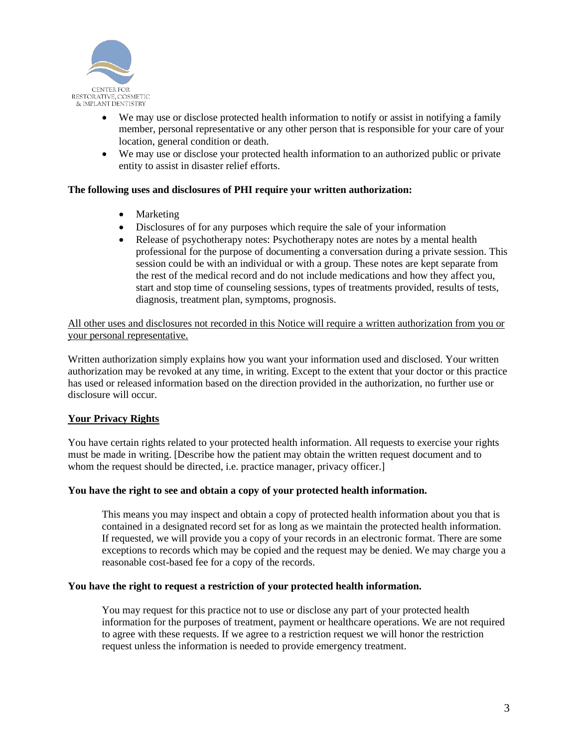- We may use or disclose protected health information to notify or assist in notifying a family member, personal representative or any other person that is responsible for your care of your location, general condition or death.
- We may use or disclose your protected health information to an authorized public or private entity to assist in disaster relief efforts.

**The following uses and disclosures of PHI require your written authorization:**

- Marketing
- Disclosures of for any purposes which require the sale of your information
- Release of psychotherapy notes: Psychotherapy notes are notes by a mental health professional for the purpose of documenting a conversation during a private session. This session could be with an individual or with a group. These notes are kept separate from the rest of the medical record and do not include medications and how they affect you, start and stop time of counseling sessions, types of treatments provided, results of tests, diagnosis, treatment plan, symptoms, prognosis.

<u>All other uses and disclosures not recorded in this Notice will require a written authorization from you or your personal representative.</u>

Written authorization simply explains how you want your information used and disclosed. Your written authorization may be revoked at any time, in writing. Except to the extent that your doctor or this practice has used or released information based on the direction provided in the authorization, no further use or disclosure will occur.

## <u>Your Privacy Rights</u>

You have certain rights related to your protected health information. All requests to exercise your rights must be made in writing. [Describe how the patient may obtain the written request document and to whom the request should be directed, i.e. practice manager, privacy officer.]

**You have the right to see and obtain a copy of your protected health information.**

This means you may inspect and obtain a copy of protected health information about you that is contained in a designated record set for as long as we maintain the protected health information. If requested, we will provide you a copy of your records in an electronic format. There are some exceptions to records which may be copied and the request may be denied. We may charge you a reasonable cost-based fee for a copy of the records.

**You have the right to request a restriction of your protected health information.**

You may request for this practice not to use or disclose any part of your protected health information for the purposes of treatment, payment or healthcare operations. We are not required to agree with these requests. If we agree to a restriction request we will honor the restriction request unless the information is needed to provide emergency treatment.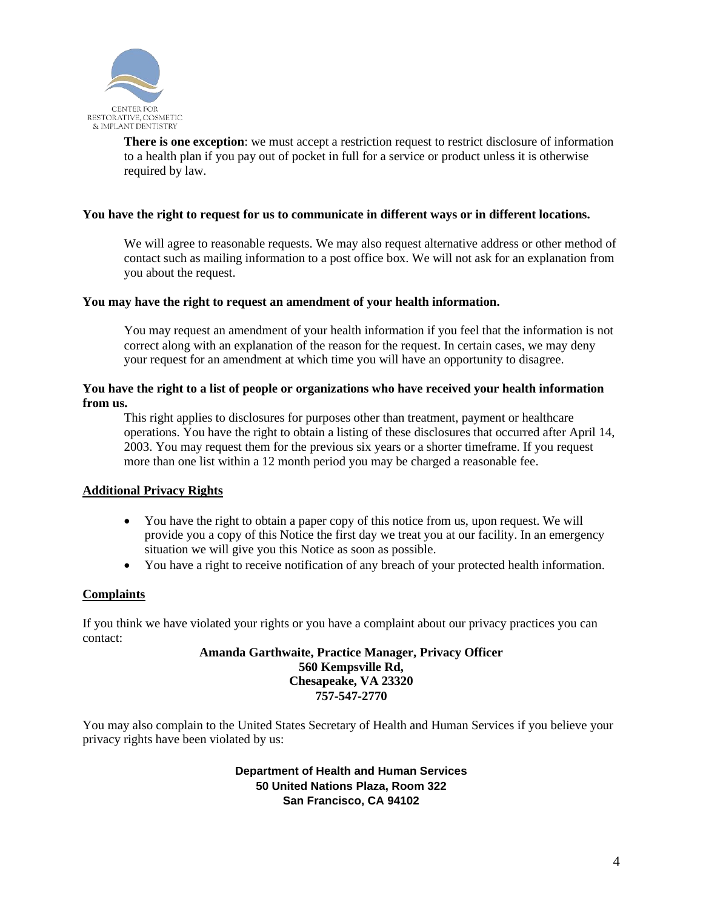**There is one exception**: we must accept a restriction request to restrict disclosure of information to a health plan if you pay out of pocket in full for a service or product unless it is otherwise required by law.

**You have the right to request for us to communicate in different ways or in different locations.**

We will agree to reasonable requests. We may also request alternative address or other method of contact such as mailing information to a post office box. We will not ask for an explanation from you about the request.

**You may have the right to request an amendment of your health information.**

You may request an amendment of your health information if you feel that the information is not correct along with an explanation of the reason for the request. In certain cases, we may deny your request for an amendment at which time you will have an opportunity to disagree.

**You have the right to a list of people or organizations who have received your health information from us.**

This right applies to disclosures for purposes other than treatment, payment or healthcare operations. You have the right to obtain a listing of these disclosures that occurred after April 14, 2003. You may request them for the previous six years or a shorter timeframe. If you request more than one list within a 12 month period you may be charged a reasonable fee.

## Additional Privacy Rights

- You have the right to obtain a paper copy of this notice from us, upon request. We will provide you a copy of this Notice the first day we treat you at our facility. In an emergency situation we will give you this Notice as soon as possible.
- You have a right to receive notification of any breach of your protected health information.

## Complaints

If you think we have violated your rights or you have a complaint about our privacy practices you can contact:

**Amanda Garthwaite, Practice Manager, Privacy Officer**
**560 Kempsville Rd,**
**Chesapeake, VA 23320**
**757-547-2770**

You may also complain to the United States Secretary of Health and Human Services if you believe your privacy rights have been violated by us:

**Department of Health and Human Services**
**50 United Nations Plaza, Room 322**
**San Francisco, CA 94102**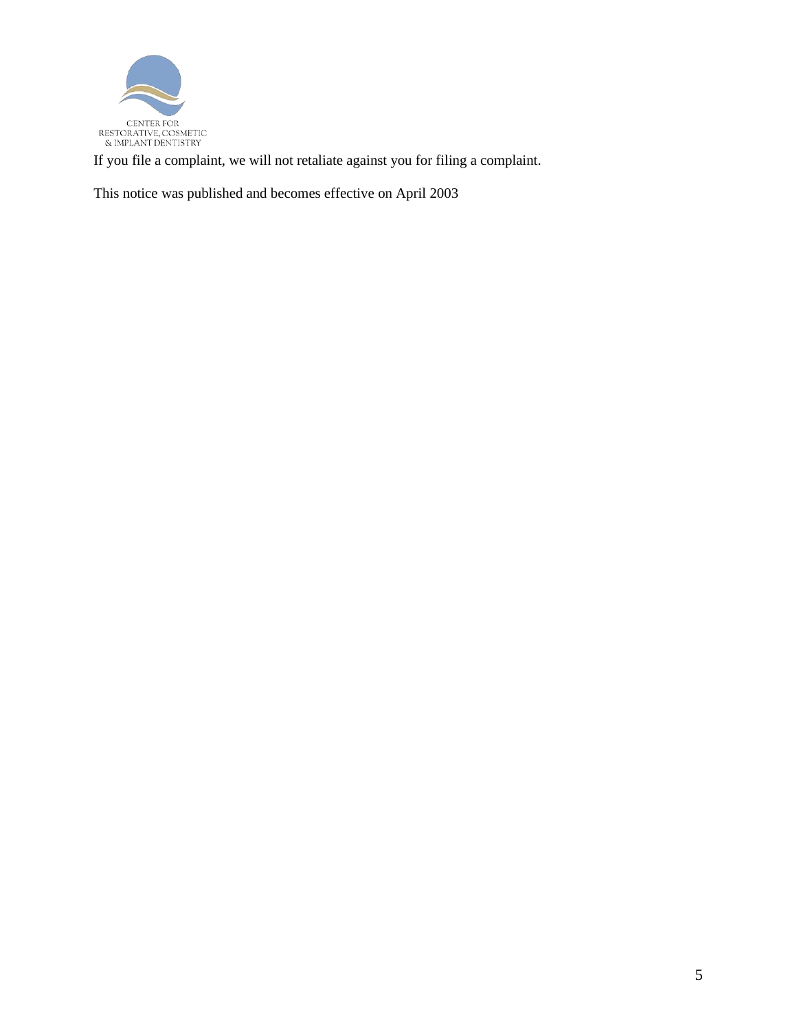CENTER FOR
RESTORATIVE, COSMETIC
& IMPLANT DENTISTRY

If you file a complaint, we will not retaliate against you for filing a complaint.

This notice was published and becomes effective on April 2003